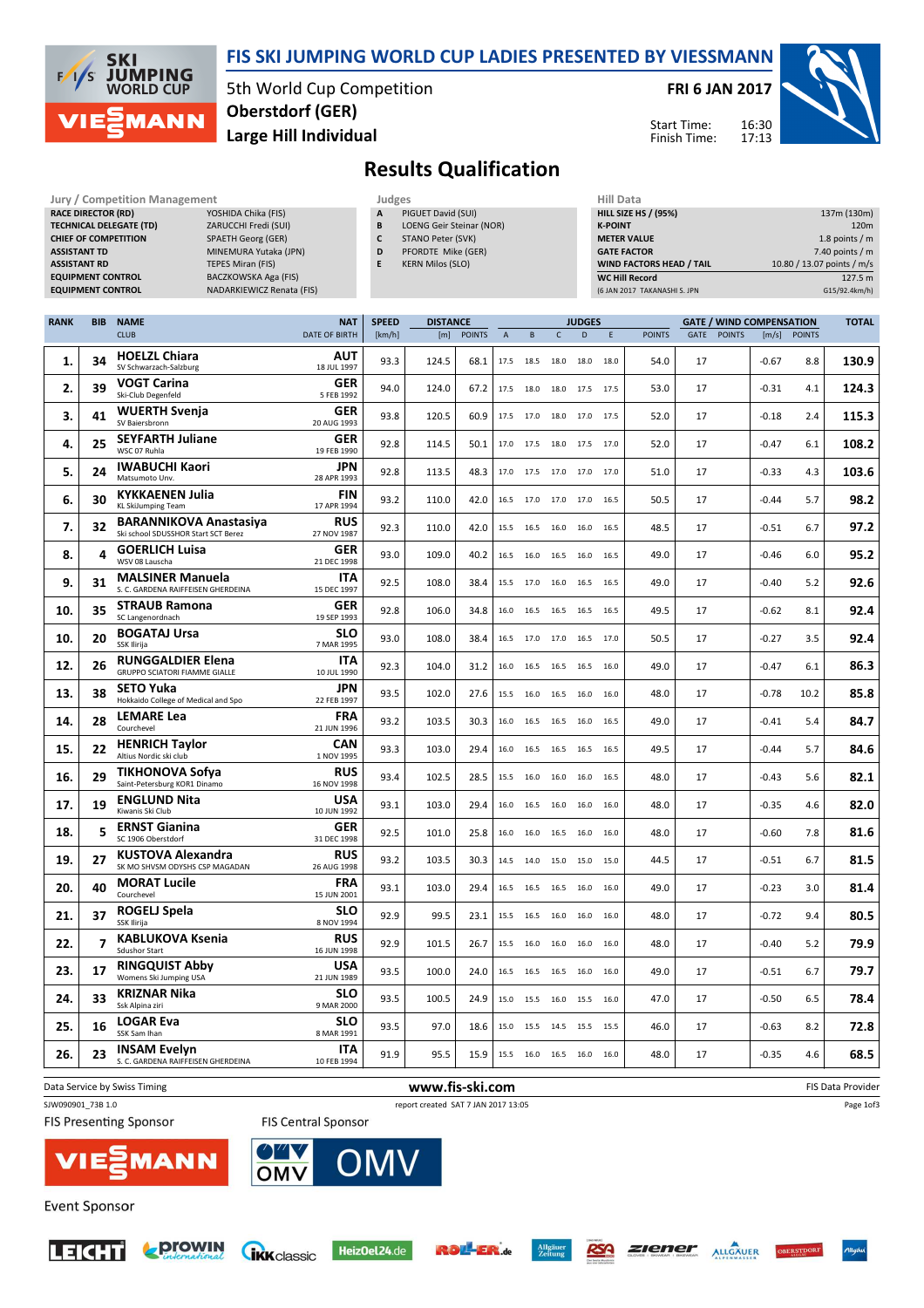# FIS SKI JUMPING WORLD CUP LADIES PRESENTED BY VIESSMANN

5th World Cup Competition
**Oberstdorf (GER)**
**Large Hill Individual**

**FRI 6 JAN 2017**

Start Time: 16:30
Finish Time: 17:13

## Results Qualification

| Jury / Competition Management | |
|---|---|
| RACE DIRECTOR (RD) | YOSHIDA Chika (FIS) |
| TECHNICAL DELEGATE (TD) | ZARUCCHI Fredi (SUI) |
| CHIEF OF COMPETITION | SPAETH Georg (GER) |
| ASSISTANT TD | MINEMURA Yutaka (JPN) |
| ASSISTANT RD | TEPES Miran (FIS) |
| EQUIPMENT CONTROL | BACZKOWSKA Aga (FIS) |
| EQUIPMENT CONTROL | NADARKIEWICZ Renata (FIS) |

| Judges | |
|---|---|
| A | PIGUET David (SUI) |
| B | LOENG Geir Steinar (NOR) |
| C | STANO Peter (SVK) |
| D | PFORDTE Mike (GER) |
| E | KERN Milos (SLO) |

| Hill Data | |
|---|---|
| HILL SIZE HS / (95%) | 137m (130m) |
| K-POINT | 120m |
| METER VALUE | 1.8 points / m |
| GATE FACTOR | 7.40 points / m |
| WIND FACTORS HEAD / TAIL | 10.80 / 13.07 points / m/s |
| WC Hill Record | 127.5 m |
| (6 JAN 2017 TAKANASHI S. JPN | G15/92.4km/h) |

| RANK | BIB | NAME / CLUB | NAT / DATE OF BIRTH | SPEED [km/h] | DISTANCE [m] | DISTANCE POINTS | A | B | C | D | E | JUDGES POINTS | GATE | GATE POINTS | WIND [m/s] | WIND POINTS | TOTAL |
|---|---|---|---|---|---|---|---|---|---|---|---|---|---|---|---|---|---|
| 1. | 34 | HOELZL Chiara / SV Schwarzach-Salzburg | AUT / 18 JUL 1997 | 93.3 | 124.5 | 68.1 | 17.5 | 18.5 | 18.0 | 18.0 | 18.0 | 54.0 | 17 | | -0.67 | 8.8 | 130.9 |
| 2. | 39 | VOGT Carina / Ski-Club Degenfeld | GER / 5 FEB 1992 | 94.0 | 124.0 | 67.2 | 17.5 | 18.0 | 18.0 | 17.5 | 17.5 | 53.0 | 17 | | -0.31 | 4.1 | 124.3 |
| 3. | 41 | WUERTH Svenja / SV Baiersbronn | GER / 20 AUG 1993 | 93.8 | 120.5 | 60.9 | 17.5 | 17.0 | 18.0 | 17.0 | 17.5 | 52.0 | 17 | | -0.18 | 2.4 | 115.3 |
| 4. | 25 | SEYFARTH Juliane / WSC 07 Ruhla | GER / 19 FEB 1990 | 92.8 | 114.5 | 50.1 | 17.0 | 17.5 | 18.0 | 17.5 | 17.0 | 52.0 | 17 | | -0.47 | 6.1 | 108.2 |
| 5. | 24 | IWABUCHI Kaori / Matsumoto Unv. | JPN / 28 APR 1993 | 92.8 | 113.5 | 48.3 | 17.0 | 17.5 | 17.0 | 17.0 | 17.0 | 51.0 | 17 | | -0.33 | 4.3 | 103.6 |
| 6. | 30 | KYKKAENEN Julia / KL SkiJumping Team | FIN / 17 APR 1994 | 93.2 | 110.0 | 42.0 | 16.5 | 17.0 | 17.0 | 17.0 | 16.5 | 50.5 | 17 | | -0.44 | 5.7 | 98.2 |
| 7. | 32 | BARANNIKOVA Anastasiya / Ski school SDUSSHOR Start SCT Berez | RUS / 27 NOV 1987 | 92.3 | 110.0 | 42.0 | 15.5 | 16.5 | 16.0 | 16.0 | 16.5 | 48.5 | 17 | | -0.51 | 6.7 | 97.2 |
| 8. | 4 | GOERLICH Luisa / WSV 08 Lauscha | GER / 21 DEC 1998 | 93.0 | 109.0 | 40.2 | 16.5 | 16.0 | 16.5 | 16.0 | 16.5 | 49.0 | 17 | | -0.46 | 6.0 | 95.2 |
| 9. | 31 | MALSINER Manuela / S. C. GARDENA RAIFFEISEN GHERDEINA | ITA / 15 DEC 1997 | 92.5 | 108.0 | 38.4 | 15.5 | 17.0 | 16.0 | 16.5 | 16.5 | 49.0 | 17 | | -0.40 | 5.2 | 92.6 |
| 10. | 35 | STRAUB Ramona / SC Langenordnach | GER / 19 SEP 1993 | 92.8 | 106.0 | 34.8 | 16.0 | 16.5 | 16.5 | 16.5 | 16.5 | 49.5 | 17 | | -0.62 | 8.1 | 92.4 |
| 10. | 20 | BOGATAJ Ursa / SSK Ilirija | SLO / 7 MAR 1995 | 93.0 | 108.0 | 38.4 | 16.5 | 17.0 | 17.0 | 16.5 | 17.0 | 50.5 | 17 | | -0.27 | 3.5 | 92.4 |
| 12. | 26 | RUNGGALDIER Elena / GRUPPO SCIATORI FIAMME GIALLE | ITA / 10 JUL 1990 | 92.3 | 104.0 | 31.2 | 16.0 | 16.5 | 16.5 | 16.5 | 16.0 | 49.0 | 17 | | -0.47 | 6.1 | 86.3 |
| 13. | 38 | SETO Yuka / Hokkaido College of Medical and Spo | JPN / 22 FEB 1997 | 93.5 | 102.0 | 27.6 | 15.5 | 16.0 | 16.5 | 16.0 | 16.0 | 48.0 | 17 | | -0.78 | 10.2 | 85.8 |
| 14. | 28 | LEMARE Lea / Courchevel | FRA / 21 JUN 1996 | 93.2 | 103.5 | 30.3 | 16.0 | 16.5 | 16.5 | 16.0 | 16.5 | 49.0 | 17 | | -0.41 | 5.4 | 84.7 |
| 15. | 22 | HENRICH Taylor / Altius Nordic ski club | CAN / 1 NOV 1995 | 93.3 | 103.0 | 29.4 | 16.0 | 16.5 | 16.5 | 16.5 | 16.5 | 49.5 | 17 | | -0.44 | 5.7 | 84.6 |
| 16. | 29 | TIKHONOVA Sofya / Saint-Petersburg KOR1 Dinamo | RUS / 16 NOV 1998 | 93.4 | 102.5 | 28.5 | 15.5 | 16.0 | 16.0 | 16.0 | 16.5 | 48.0 | 17 | | -0.43 | 5.6 | 82.1 |
| 17. | 19 | ENGLUND Nita / Kiwanis Ski Club | USA / 10 JUN 1992 | 93.1 | 103.0 | 29.4 | 16.0 | 16.5 | 16.0 | 16.0 | 16.0 | 48.0 | 17 | | -0.35 | 4.6 | 82.0 |
| 18. | 5 | ERNST Gianina / SC 1906 Oberstdorf | GER / 31 DEC 1998 | 92.5 | 101.0 | 25.8 | 16.0 | 16.0 | 16.5 | 16.0 | 16.0 | 48.0 | 17 | | -0.60 | 7.8 | 81.6 |
| 19. | 27 | KUSTOVA Alexandra / SK MO SHVSM ODYSHS CSP MAGADAN | RUS / 26 AUG 1998 | 93.2 | 103.5 | 30.3 | 14.5 | 14.0 | 15.0 | 15.0 | 15.0 | 44.5 | 17 | | -0.51 | 6.7 | 81.5 |
| 20. | 40 | MORAT Lucile / Courchevel | FRA / 15 JUN 2001 | 93.1 | 103.0 | 29.4 | 16.5 | 16.5 | 16.5 | 16.0 | 16.0 | 49.0 | 17 | | -0.23 | 3.0 | 81.4 |
| 21. | 37 | ROGELJ Spela / SSK Ilirija | SLO / 8 NOV 1994 | 92.9 | 99.5 | 23.1 | 15.5 | 16.5 | 16.0 | 16.0 | 16.0 | 48.0 | 17 | | -0.72 | 9.4 | 80.5 |
| 22. | 7 | KABLUKOVA Ksenia / Sdushor Start | RUS / 16 JUN 1998 | 92.9 | 101.5 | 26.7 | 15.5 | 16.0 | 16.0 | 16.0 | 16.0 | 48.0 | 17 | | -0.40 | 5.2 | 79.9 |
| 23. | 17 | RINGQUIST Abby / Womens Ski Jumping USA | USA / 21 JUN 1989 | 93.5 | 100.0 | 24.0 | 16.5 | 16.5 | 16.5 | 16.0 | 16.0 | 49.0 | 17 | | -0.51 | 6.7 | 79.7 |
| 24. | 33 | KRIZNAR Nika / Ssk Alpina ziri | SLO / 9 MAR 2000 | 93.5 | 100.5 | 24.9 | 15.0 | 15.5 | 16.0 | 15.5 | 16.0 | 47.0 | 17 | | -0.50 | 6.5 | 78.4 |
| 25. | 16 | LOGAR Eva / SSK Sam Ihan | SLO / 8 MAR 1991 | 93.5 | 97.0 | 18.6 | 15.0 | 15.5 | 14.5 | 15.5 | 15.5 | 46.0 | 17 | | -0.63 | 8.2 | 72.8 |
| 26. | 23 | INSAM Evelyn / S. C. GARDENA RAIFFEISEN GHERDEINA | ITA / 10 FEB 1994 | 91.9 | 95.5 | 15.9 | 15.5 | 16.0 | 16.5 | 16.0 | 16.0 | 48.0 | 17 | | -0.35 | 4.6 | 68.5 |

Data Service by Swiss Timing — www.fis-ski.com — FIS Data Provider

SJW090901_73B 1.0 — report created SAT 7 JAN 2017 13:05

FIS Presenting Sponsor: VIESSMANN — FIS Central Sponsor: OMV

Event Sponsor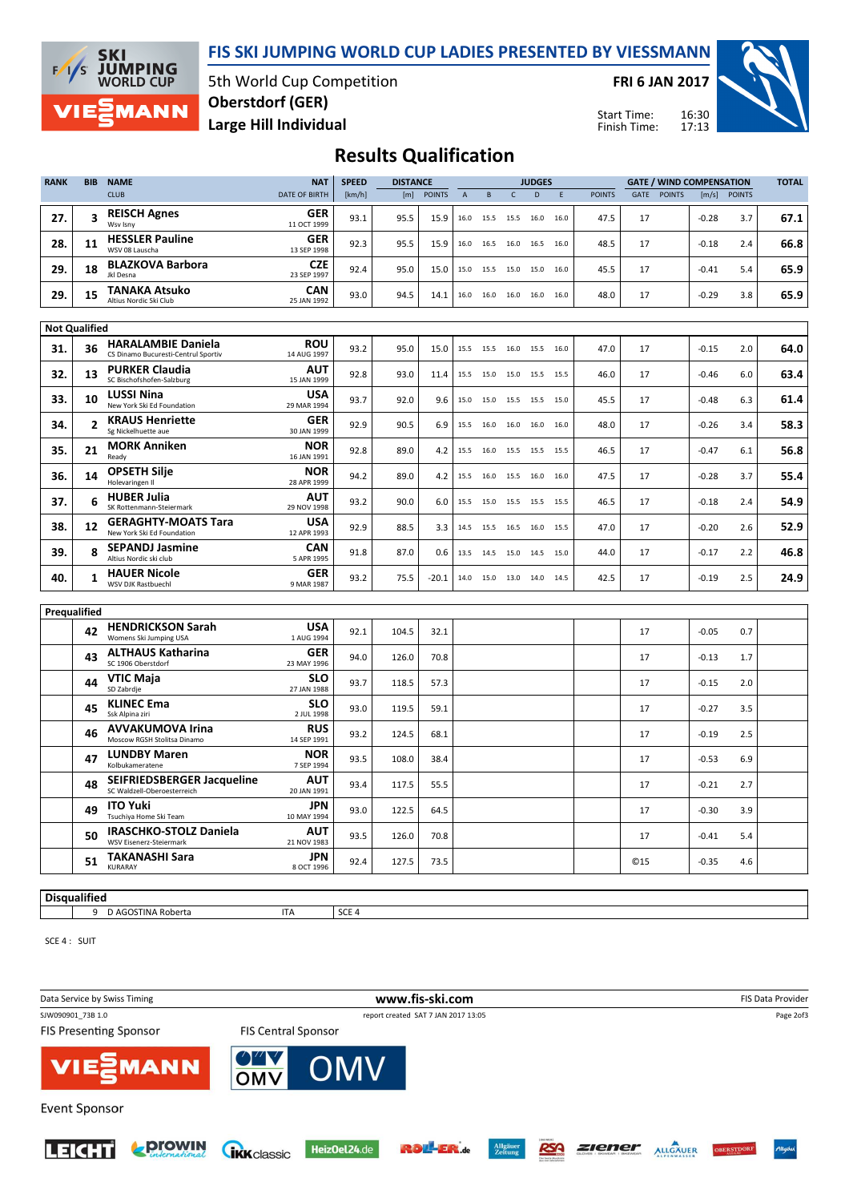# FIS SKI JUMPING WORLD CUP LADIES PRESENTED BY VIESSMANN

5th World Cup Competition
**Oberstdorf (GER)**
**Large Hill Individual**

**FRI 6 JAN 2017**

Start Time: 16:30
Finish Time: 17:13

## Results Qualification

| RANK | BIB | NAME / CLUB | NAT / DATE OF BIRTH | SPEED [km/h] | DISTANCE [m] | DISTANCE POINTS | A | B | C | D | E | JUDGES POINTS | GATE | GATE POINTS | WIND [m/s] | WIND POINTS | TOTAL |
|---|---|---|---|---|---|---|---|---|---|---|---|---|---|---|---|---|---|
| 27. | 3 | **REISCH Agnes** Wsv Isny | GER 11 OCT 1999 | 93.1 | 95.5 | 15.9 | 16.0 | 15.5 | 15.5 | 16.0 | 16.0 | 47.5 | 17 | | -0.28 | 3.7 | 67.1 |
| 28. | 11 | **HESSLER Pauline** WSV 08 Lauscha | GER 13 SEP 1998 | 92.3 | 95.5 | 15.9 | 16.0 | 16.5 | 16.0 | 16.5 | 16.0 | 48.5 | 17 | | -0.18 | 2.4 | 66.8 |
| 29. | 18 | **BLAZKOVA Barbora** Jkl Desna | CZE 23 SEP 1997 | 92.4 | 95.0 | 15.0 | 15.0 | 15.5 | 15.0 | 15.0 | 16.0 | 45.5 | 17 | | -0.41 | 5.4 | 65.9 |
| 29. | 15 | **TANAKA Atsuko** Altius Nordic Ski Club | CAN 25 JAN 1992 | 93.0 | 94.5 | 14.1 | 16.0 | 16.0 | 16.0 | 16.0 | 16.0 | 48.0 | 17 | | -0.29 | 3.8 | 65.9 |
| **Not Qualified** | | | | | | | | | | | | | | | | | |
| 31. | 36 | **HARALAMBIE Daniela** CS Dinamo Bucuresti-Centrul Sportiv | ROU 14 AUG 1997 | 93.2 | 95.0 | 15.0 | 15.5 | 15.5 | 16.0 | 15.5 | 16.0 | 47.0 | 17 | | -0.15 | 2.0 | 64.0 |
| 32. | 13 | **PURKER Claudia** SC Bischofshofen-Salzburg | AUT 15 JAN 1999 | 92.8 | 93.0 | 11.4 | 15.5 | 15.0 | 15.0 | 15.5 | 15.5 | 46.0 | 17 | | -0.46 | 6.0 | 63.4 |
| 33. | 10 | **LUSSI Nina** New York Ski Ed Foundation | USA 29 MAR 1994 | 93.7 | 92.0 | 9.6 | 15.0 | 15.0 | 15.5 | 15.5 | 15.0 | 45.5 | 17 | | -0.48 | 6.3 | 61.4 |
| 34. | 2 | **KRAUS Henriette** Sg Nickelhuette aue | GER 30 JAN 1999 | 92.9 | 90.5 | 6.9 | 15.5 | 16.0 | 16.0 | 16.0 | 16.0 | 48.0 | 17 | | -0.26 | 3.4 | 58.3 |
| 35. | 21 | **MORK Anniken** Ready | NOR 16 JAN 1991 | 92.8 | 89.0 | 4.2 | 15.5 | 16.0 | 15.5 | 15.5 | 15.5 | 46.5 | 17 | | -0.47 | 6.1 | 56.8 |
| 36. | 14 | **OPSETH Silje** Holevaringen Il | NOR 28 APR 1999 | 94.2 | 89.0 | 4.2 | 15.5 | 16.0 | 15.5 | 16.0 | 16.0 | 47.5 | 17 | | -0.28 | 3.7 | 55.4 |
| 37. | 6 | **HUBER Julia** SK Rottenmann-Steiermark | AUT 29 NOV 1998 | 93.2 | 90.0 | 6.0 | 15.5 | 15.0 | 15.5 | 15.5 | 15.5 | 46.5 | 17 | | -0.18 | 2.4 | 54.9 |
| 38. | 12 | **GERAGHTY-MOATS Tara** New York Ski Ed Foundation | USA 12 APR 1993 | 92.9 | 88.5 | 3.3 | 14.5 | 15.5 | 16.5 | 16.0 | 15.5 | 47.0 | 17 | | -0.20 | 2.6 | 52.9 |
| 39. | 8 | **SEPANDJ Jasmine** Altius Nordic ski club | CAN 5 APR 1995 | 91.8 | 87.0 | 0.6 | 13.5 | 14.5 | 15.0 | 14.5 | 15.0 | 44.0 | 17 | | -0.17 | 2.2 | 46.8 |
| 40. | 1 | **HAUER Nicole** WSV DJK Rastbuechl | GER 9 MAR 1987 | 93.2 | 75.5 | -20.1 | 14.0 | 15.0 | 13.0 | 14.0 | 14.5 | 42.5 | 17 | | -0.19 | 2.5 | 24.9 |
| **Prequalified** | | | | | | | | | | | | | | | | | |
| | 42 | **HENDRICKSON Sarah** Womens Ski Jumping USA | USA 1 AUG 1994 | 92.1 | 104.5 | 32.1 | | | | | | | 17 | | -0.05 | 0.7 | |
| | 43 | **ALTHAUS Katharina** SC 1906 Oberstdorf | GER 23 MAY 1996 | 94.0 | 126.0 | 70.8 | | | | | | | 17 | | -0.13 | 1.7 | |
| | 44 | **VTIC Maja** SD Zabrdje | SLO 27 JAN 1988 | 93.7 | 118.5 | 57.3 | | | | | | | 17 | | -0.15 | 2.0 | |
| | 45 | **KLINEC Ema** Ssk Alpina ziri | SLO 2 JUL 1998 | 93.0 | 119.5 | 59.1 | | | | | | | 17 | | -0.27 | 3.5 | |
| | 46 | **AVVAKUMOVA Irina** Moscow RGSH Stolitsa Dinamo | RUS 14 SEP 1991 | 93.2 | 124.5 | 68.1 | | | | | | | 17 | | -0.19 | 2.5 | |
| | 47 | **LUNDBY Maren** Kolbukameratene | NOR 7 SEP 1994 | 93.5 | 108.0 | 38.4 | | | | | | | 17 | | -0.53 | 6.9 | |
| | 48 | **SEIFRIEDSBERGER Jacqueline** SC Waldzell-Oberoesterreich | AUT 20 JAN 1991 | 93.4 | 117.5 | 55.5 | | | | | | | 17 | | -0.21 | 2.7 | |
| | 49 | **ITO Yuki** Tsuchiya Home Ski Team | JPN 10 MAY 1994 | 93.0 | 122.5 | 64.5 | | | | | | | 17 | | -0.30 | 3.9 | |
| | 50 | **IRASCHKO-STOLZ Daniela** WSV Eisenerz-Steiermark | AUT 21 NOV 1983 | 93.5 | 126.0 | 70.8 | | | | | | | 17 | | -0.41 | 5.4 | |
| | 51 | **TAKANASHI Sara** KURARAY | JPN 8 OCT 1996 | 92.4 | 127.5 | 73.5 | | | | | | | ©15 | | -0.35 | 4.6 | |

**Disqualified**

| BIB | NAME | NAT | REASON |
|---|---|---|---|
| 9 | D AGOSTINA Roberta | ITA | SCE 4 |

SCE 4 : SUIT

Data Service by Swiss Timing — www.fis-ski.com — FIS Data Provider

SJW090901_73B 1.0 — report created SAT 7 JAN 2017 13:05

FIS Presenting Sponsor: VIESSMANN — FIS Central Sponsor: OMV

Event Sponsor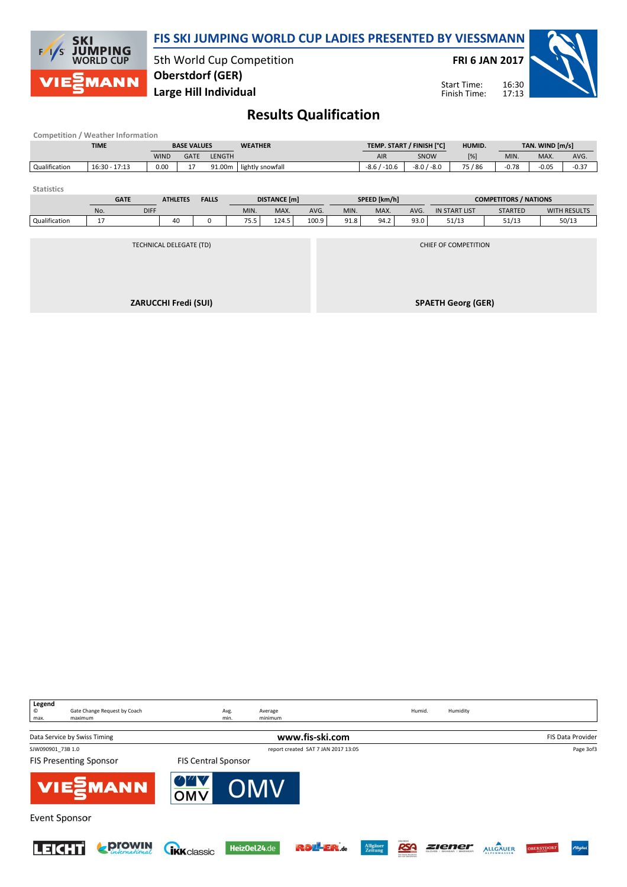# FIS SKI JUMPING WORLD CUP LADIES PRESENTED BY VIESSMANN

5th World Cup Competition

**Oberstdorf (GER)**

**Large Hill Individual**

**FRI 6 JAN 2017**

Start Time: 16:30
Finish Time: 17:13

## Results Qualification

Competition / Weather Information

| | TIME | BASE VALUES | | | WEATHER | TEMP. START / FINISH [°C] | | HUMID. | TAN. WIND [m/s] | | |
|---|---|---|---|---|---|---|---|---|---|---|---|
| | | WIND | GATE | LENGTH | | AIR | SNOW | [%] | MIN. | MAX. | AVG. |
| Qualification | 16:30 - 17:13 | 0.00 | 17 | 91.00m | lightly snowfall | -8.6 / -10.6 | -8.0 / -8.0 | 75 / 86 | -0.78 | -0.05 | -0.37 |

Statistics

| | GATE | | ATHLETES | FALLS | DISTANCE [m] | | | SPEED [km/h] | | | COMPETITORS / NATIONS | | |
|---|---|---|---|---|---|---|---|---|---|---|---|---|---|
| | No. | DIFF | | | MIN. | MAX. | AVG. | MIN. | MAX. | AVG. | IN START LIST | STARTED | WITH RESULTS |
| Qualification | 17 | | 40 | 0 | 75.5 | 124.5 | 100.9 | 91.8 | 94.2 | 93.0 | 51/13 | 51/13 | 50/13 |

| TECHNICAL DELEGATE (TD) | CHIEF OF COMPETITION |
|---|---|
| **ZARUCCHI Fredi (SUI)** | **SPAETH Georg (GER)** |

Legend

| | | | | | |
|---|---|---|---|---|---|
| © | Gate Change Request by Coach | Avg. | Average | Humid. | Humidity |
| max. | maximum | min. | minimum | | |

Data Service by Swiss Timing — www.fis-ski.com — FIS Data Provider

SJW090901_73B 1.0 — report created SAT 7 JAN 2017 13:05

FIS Presenting Sponsor — FIS Central Sponsor

Event Sponsor